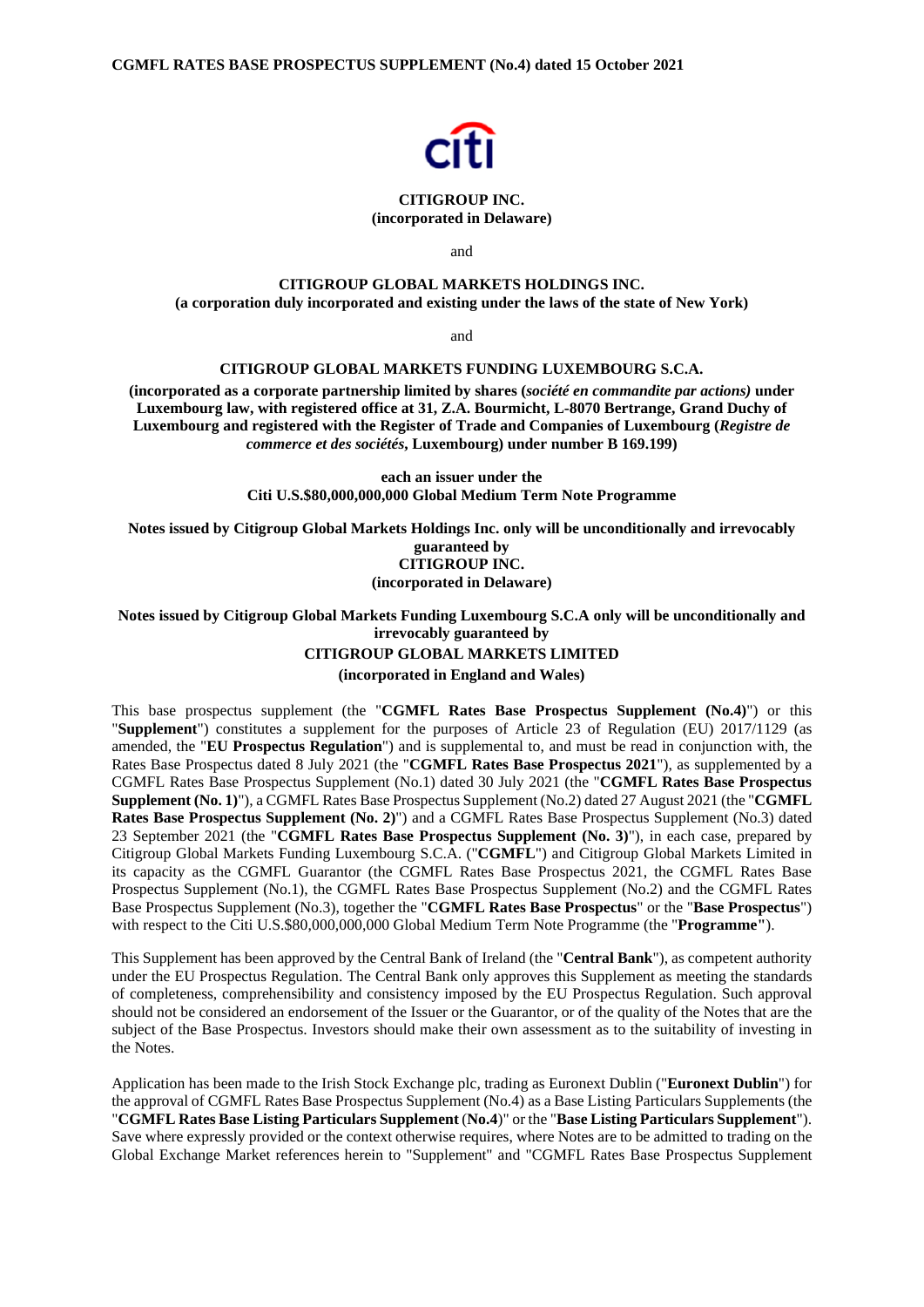**CGMFL RATES BASE PROSPECTUS SUPPLEMENT (No.4) dated 15 October 2021**

**CITIGROUP INC.**
**(incorporated in Delaware)**

and

**CITIGROUP GLOBAL MARKETS HOLDINGS INC.**
**(a corporation duly incorporated and existing under the laws of the state of New York)**

and

**CITIGROUP GLOBAL MARKETS FUNDING LUXEMBOURG S.C.A.**

**(incorporated as a corporate partnership limited by shares (*société en commandite par actions)* under Luxembourg law, with registered office at 31, Z.A. Bourmicht, L-8070 Bertrange, Grand Duchy of Luxembourg and registered with the Register of Trade and Companies of Luxembourg (*Registre de commerce et des sociétés*, Luxembourg) under number B 169.199)**

**each an issuer under the**
**Citi U.S.$80,000,000,000 Global Medium Term Note Programme**

**Notes issued by Citigroup Global Markets Holdings Inc. only will be unconditionally and irrevocably guaranteed by**
**CITIGROUP INC.**
**(incorporated in Delaware)**

**Notes issued by Citigroup Global Markets Funding Luxembourg S.C.A only will be unconditionally and irrevocably guaranteed by**
**CITIGROUP GLOBAL MARKETS LIMITED**
**(incorporated in England and Wales)**

This base prospectus supplement (the "**CGMFL Rates Base Prospectus Supplement (No.4)**") or this "**Supplement**") constitutes a supplement for the purposes of Article 23 of Regulation (EU) 2017/1129 (as amended, the "**EU Prospectus Regulation**") and is supplemental to, and must be read in conjunction with, the Rates Base Prospectus dated 8 July 2021 (the "**CGMFL Rates Base Prospectus 2021**"), as supplemented by a CGMFL Rates Base Prospectus Supplement (No.1) dated 30 July 2021 (the "**CGMFL Rates Base Prospectus Supplement (No. 1)**"), a CGMFL Rates Base Prospectus Supplement (No.2) dated 27 August 2021 (the "**CGMFL Rates Base Prospectus Supplement (No. 2)**") and a CGMFL Rates Base Prospectus Supplement (No.3) dated 23 September 2021 (the "**CGMFL Rates Base Prospectus Supplement (No. 3)**"), in each case, prepared by Citigroup Global Markets Funding Luxembourg S.C.A. ("**CGMFL**") and Citigroup Global Markets Limited in its capacity as the CGMFL Guarantor (the CGMFL Rates Base Prospectus 2021, the CGMFL Rates Base Prospectus Supplement (No.1), the CGMFL Rates Base Prospectus Supplement (No.2) and the CGMFL Rates Base Prospectus Supplement (No.3), together the "**CGMFL Rates Base Prospectus**" or the "**Base Prospectus**") with respect to the Citi U.S.$80,000,000,000 Global Medium Term Note Programme (the "**Programme**").

This Supplement has been approved by the Central Bank of Ireland (the "**Central Bank**"), as competent authority under the EU Prospectus Regulation. The Central Bank only approves this Supplement as meeting the standards of completeness, comprehensibility and consistency imposed by the EU Prospectus Regulation. Such approval should not be considered an endorsement of the Issuer or the Guarantor, or of the quality of the Notes that are the subject of the Base Prospectus. Investors should make their own assessment as to the suitability of investing in the Notes.

Application has been made to the Irish Stock Exchange plc, trading as Euronext Dublin ("**Euronext Dublin**") for the approval of CGMFL Rates Base Prospectus Supplement (No.4) as a Base Listing Particulars Supplements (the "**CGMFL Rates Base Listing Particulars Supplement** (**No.4**)" or the "**Base Listing Particulars Supplement**"). Save where expressly provided or the context otherwise requires, where Notes are to be admitted to trading on the Global Exchange Market references herein to "Supplement" and "CGMFL Rates Base Prospectus Supplement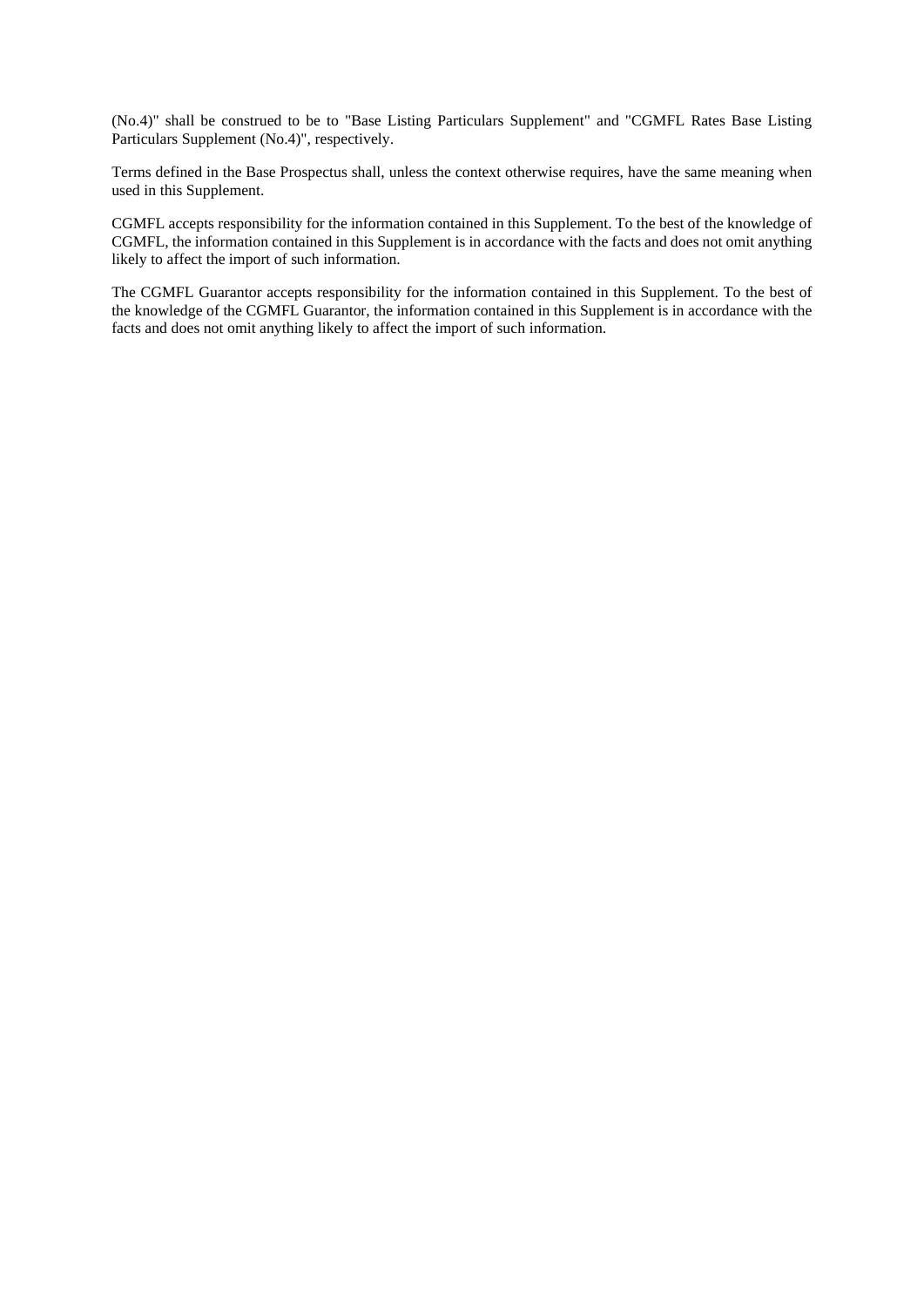(No.4)" shall be construed to be to "Base Listing Particulars Supplement" and "CGMFL Rates Base Listing Particulars Supplement (No.4)", respectively.

Terms defined in the Base Prospectus shall, unless the context otherwise requires, have the same meaning when used in this Supplement.

CGMFL accepts responsibility for the information contained in this Supplement. To the best of the knowledge of CGMFL, the information contained in this Supplement is in accordance with the facts and does not omit anything likely to affect the import of such information.

The CGMFL Guarantor accepts responsibility for the information contained in this Supplement. To the best of the knowledge of the CGMFL Guarantor, the information contained in this Supplement is in accordance with the facts and does not omit anything likely to affect the import of such information.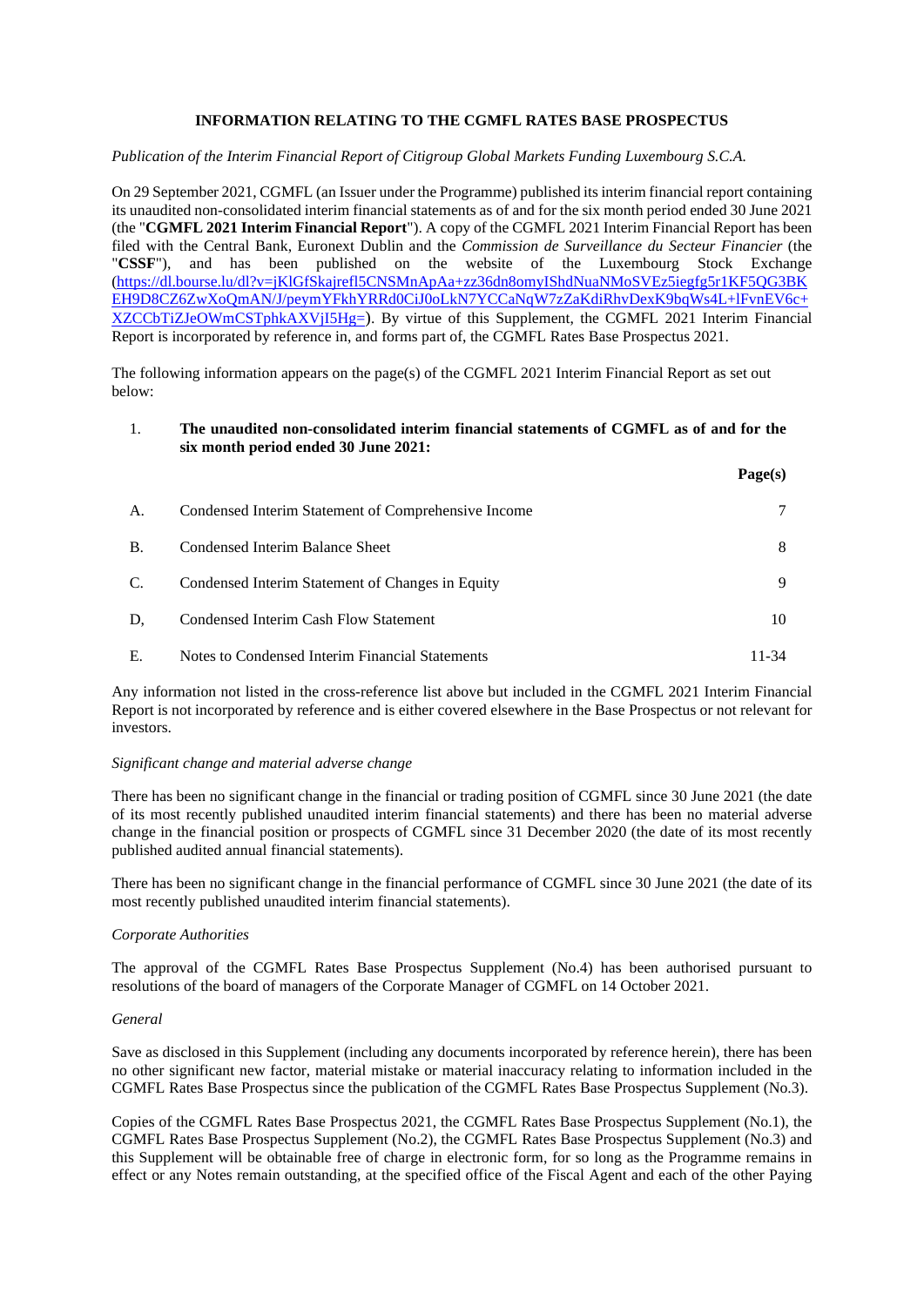**INFORMATION RELATING TO THE CGMFL RATES BASE PROSPECTUS**

*Publication of the Interim Financial Report of Citigroup Global Markets Funding Luxembourg S.C.A.*

On 29 September 2021, CGMFL (an Issuer under the Programme) published its interim financial report containing its unaudited non-consolidated interim financial statements as of and for the six month period ended 30 June 2021 (the "**CGMFL 2021 Interim Financial Report**"). A copy of the CGMFL 2021 Interim Financial Report has been filed with the Central Bank, Euronext Dublin and the *Commission de Surveillance du Secteur Financier* (the "**CSSF**"), and has been published on the website of the Luxembourg Stock Exchange (https://dl.bourse.lu/dl?v=jKlGfSkajrefl5CNSMnApAa+zz36dn8omyIShdNuaNMoSVEz5iegfg5r1KF5QG3BKEH9D8CZ6ZwXoQmAN/J/peymYFkhYRRd0CiJ0oLkN7YCCaNqW7zZaKdiRhvDexK9bqWs4L+lFvnEV6c+XZCCbTiZJeOWmCSTphkAXVjI5Hg=). By virtue of this Supplement, the CGMFL 2021 Interim Financial Report is incorporated by reference in, and forms part of, the CGMFL Rates Base Prospectus 2021.

The following information appears on the page(s) of the CGMFL 2021 Interim Financial Report as set out below:

1. **The unaudited non-consolidated interim financial statements of CGMFL as of and for the six month period ended 30 June 2021:**

| | | Page(s) |
|---|---|---|
| A. | Condensed Interim Statement of Comprehensive Income | 7 |
| B. | Condensed Interim Balance Sheet | 8 |
| C. | Condensed Interim Statement of Changes in Equity | 9 |
| D, | Condensed Interim Cash Flow Statement | 10 |
| E. | Notes to Condensed Interim Financial Statements | 11-34 |

Any information not listed in the cross-reference list above but included in the CGMFL 2021 Interim Financial Report is not incorporated by reference and is either covered elsewhere in the Base Prospectus or not relevant for investors.

*Significant change and material adverse change*

There has been no significant change in the financial or trading position of CGMFL since 30 June 2021 (the date of its most recently published unaudited interim financial statements) and there has been no material adverse change in the financial position or prospects of CGMFL since 31 December 2020 (the date of its most recently published audited annual financial statements).

There has been no significant change in the financial performance of CGMFL since 30 June 2021 (the date of its most recently published unaudited interim financial statements).

*Corporate Authorities*

The approval of the CGMFL Rates Base Prospectus Supplement (No.4) has been authorised pursuant to resolutions of the board of managers of the Corporate Manager of CGMFL on 14 October 2021.

*General*

Save as disclosed in this Supplement (including any documents incorporated by reference herein), there has been no other significant new factor, material mistake or material inaccuracy relating to information included in the CGMFL Rates Base Prospectus since the publication of the CGMFL Rates Base Prospectus Supplement (No.3).

Copies of the CGMFL Rates Base Prospectus 2021, the CGMFL Rates Base Prospectus Supplement (No.1), the CGMFL Rates Base Prospectus Supplement (No.2), the CGMFL Rates Base Prospectus Supplement (No.3) and this Supplement will be obtainable free of charge in electronic form, for so long as the Programme remains in effect or any Notes remain outstanding, at the specified office of the Fiscal Agent and each of the other Paying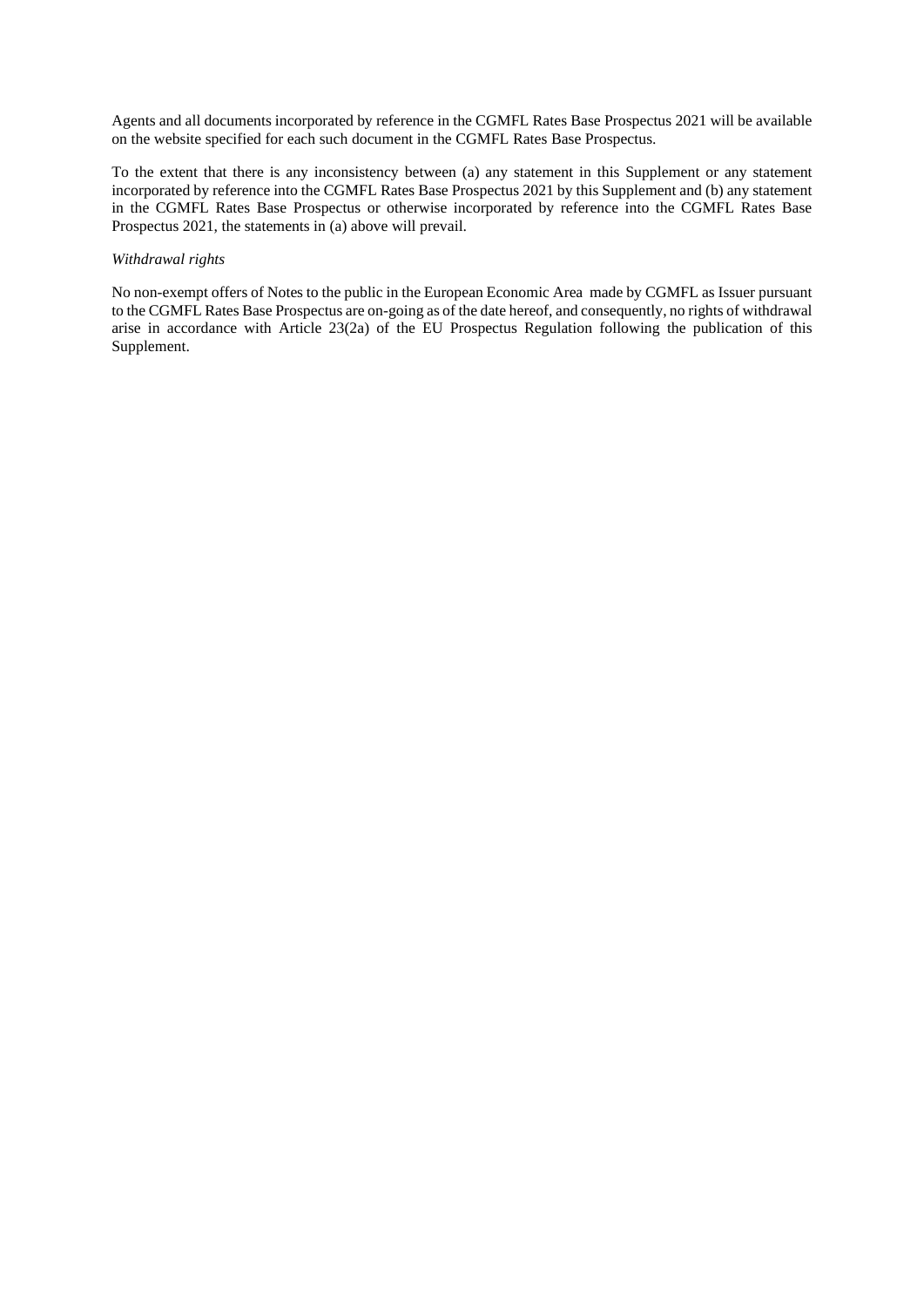Agents and all documents incorporated by reference in the CGMFL Rates Base Prospectus 2021 will be available on the website specified for each such document in the CGMFL Rates Base Prospectus.

To the extent that there is any inconsistency between (a) any statement in this Supplement or any statement incorporated by reference into the CGMFL Rates Base Prospectus 2021 by this Supplement and (b) any statement in the CGMFL Rates Base Prospectus or otherwise incorporated by reference into the CGMFL Rates Base Prospectus 2021, the statements in (a) above will prevail.

*Withdrawal rights*

No non-exempt offers of Notes to the public in the European Economic Area made by CGMFL as Issuer pursuant to the CGMFL Rates Base Prospectus are on-going as of the date hereof, and consequently, no rights of withdrawal arise in accordance with Article 23(2a) of the EU Prospectus Regulation following the publication of this Supplement.